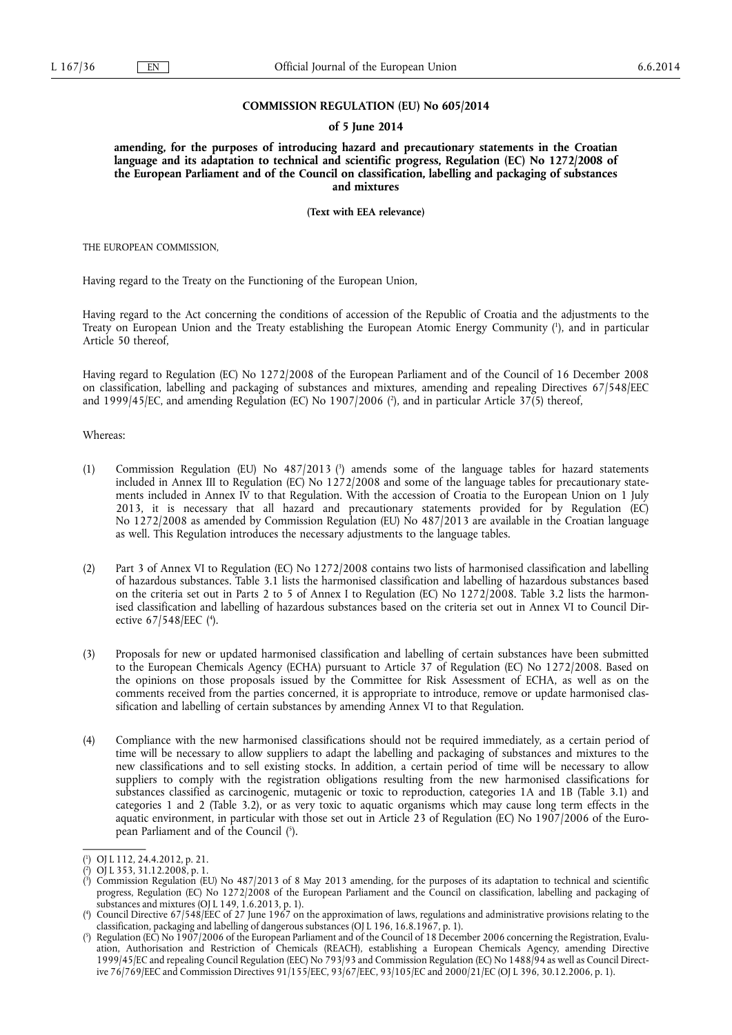**COMMISSION REGULATION (EU) No 605/2014**

**of 5 June 2014**

**amending, for the purposes of introducing hazard and precautionary statements in the Croatian language and its adaptation to technical and scientific progress, Regulation (EC) No 1272/2008 of the European Parliament and of the Council on classification, labelling and packaging of substances and mixtures**

**(Text with EEA relevance)**

THE EUROPEAN COMMISSION,

Having regard to the Treaty on the Functioning of the European Union,

Having regard to the Act concerning the conditions of accession of the Republic of Croatia and the adjustments to the Treaty on European Union and the Treaty establishing the European Atomic Energy Community [1], and in particular Article 50 thereof,

Having regard to Regulation (EC) No 1272/2008 of the European Parliament and of the Council of 16 December 2008 on classification, labelling and packaging of substances and mixtures, amending and repealing Directives 67/548/EEC and 1999/45/EC, and amending Regulation (EC) No 1907/2006 [2], and in particular Article 37(5) thereof,

Whereas:

(1) Commission Regulation (EU) No 487/2013 [3] amends some of the language tables for hazard statements included in Annex III to Regulation (EC) No 1272/2008 and some of the language tables for precautionary statements included in Annex IV to that Regulation. With the accession of Croatia to the European Union on 1 July 2013, it is necessary that all hazard and precautionary statements provided for by Regulation (EC) No 1272/2008 as amended by Commission Regulation (EU) No 487/2013 are available in the Croatian language as well. This Regulation introduces the necessary adjustments to the language tables.

(2) Part 3 of Annex VI to Regulation (EC) No 1272/2008 contains two lists of harmonised classification and labelling of hazardous substances. Table 3.1 lists the harmonised classification and labelling of hazardous substances based on the criteria set out in Parts 2 to 5 of Annex I to Regulation (EC) No 1272/2008. Table 3.2 lists the harmonised classification and labelling of hazardous substances based on the criteria set out in Annex VI to Council Directive 67/548/EEC [4].

(3) Proposals for new or updated harmonised classification and labelling of certain substances have been submitted to the European Chemicals Agency (ECHA) pursuant to Article 37 of Regulation (EC) No 1272/2008. Based on the opinions on those proposals issued by the Committee for Risk Assessment of ECHA, as well as on the comments received from the parties concerned, it is appropriate to introduce, remove or update harmonised classification and labelling of certain substances by amending Annex VI to that Regulation.

(4) Compliance with the new harmonised classifications should not be required immediately, as a certain period of time will be necessary to allow suppliers to adapt the labelling and packaging of substances and mixtures to the new classifications and to sell existing stocks. In addition, a certain period of time will be necessary to allow suppliers to comply with the registration obligations resulting from the new harmonised classifications for substances classified as carcinogenic, mutagenic or toxic to reproduction, categories 1A and 1B (Table 3.1) and categories 1 and 2 (Table 3.2), or as very toxic to aquatic organisms which may cause long term effects in the aquatic environment, in particular with those set out in Article 23 of Regulation (EC) No 1907/2006 of the European Parliament and of the Council [5].

---

[1] OJ L 112, 24.4.2012, p. 21.

[2] OJ L 353, 31.12.2008, p. 1.

[3] Commission Regulation (EU) No 487/2013 of 8 May 2013 amending, for the purposes of its adaptation to technical and scientific progress, Regulation (EC) No 1272/2008 of the European Parliament and the Council on classification, labelling and packaging of substances and mixtures (OJ L 149, 1.6.2013, p. 1).

[4] Council Directive 67/548/EEC of 27 June 1967 on the approximation of laws, regulations and administrative provisions relating to the classification, packaging and labelling of dangerous substances (OJ L 196, 16.8.1967, p. 1).

[5] Regulation (EC) No 1907/2006 of the European Parliament and of the Council of 18 December 2006 concerning the Registration, Evaluation, Authorisation and Restriction of Chemicals (REACH), establishing a European Chemicals Agency, amending Directive 1999/45/EC and repealing Council Regulation (EEC) No 793/93 and Commission Regulation (EC) No 1488/94 as well as Council Directive 76/769/EEC and Commission Directives 91/155/EEC, 93/67/EEC, 93/105/EC and 2000/21/EC (OJ L 396, 30.12.2006, p. 1).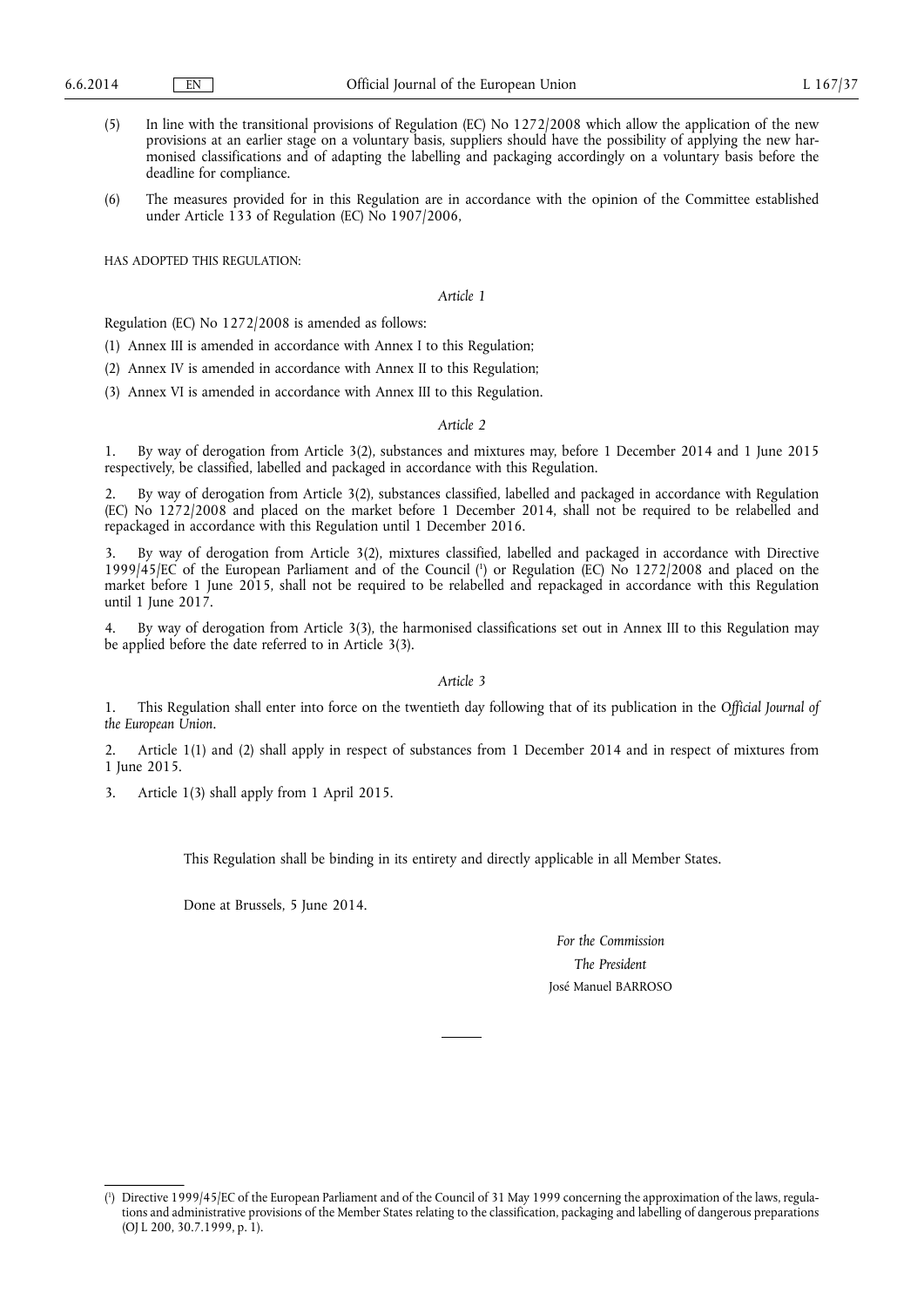(5) In line with the transitional provisions of Regulation (EC) No 1272/2008 which allow the application of the new provisions at an earlier stage on a voluntary basis, suppliers should have the possibility of applying the new harmonised classifications and of adapting the labelling and packaging accordingly on a voluntary basis before the deadline for compliance.

(6) The measures provided for in this Regulation are in accordance with the opinion of the Committee established under Article 133 of Regulation (EC) No 1907/2006,

HAS ADOPTED THIS REGULATION:

*Article 1*

Regulation (EC) No 1272/2008 is amended as follows:

(1) Annex III is amended in accordance with Annex I to this Regulation;

(2) Annex IV is amended in accordance with Annex II to this Regulation;

(3) Annex VI is amended in accordance with Annex III to this Regulation.

*Article 2*

1. By way of derogation from Article 3(2), substances and mixtures may, before 1 December 2014 and 1 June 2015 respectively, be classified, labelled and packaged in accordance with this Regulation.

2. By way of derogation from Article 3(2), substances classified, labelled and packaged in accordance with Regulation (EC) No 1272/2008 and placed on the market before 1 December 2014, shall not be required to be relabelled and repackaged in accordance with this Regulation until 1 December 2016.

3. By way of derogation from Article 3(2), mixtures classified, labelled and packaged in accordance with Directive 1999/45/EC of the European Parliament and of the Council [1] or Regulation (EC) No 1272/2008 and placed on the market before 1 June 2015, shall not be required to be relabelled and repackaged in accordance with this Regulation until 1 June 2017.

4. By way of derogation from Article 3(3), the harmonised classifications set out in Annex III to this Regulation may be applied before the date referred to in Article 3(3).

*Article 3*

1. This Regulation shall enter into force on the twentieth day following that of its publication in the *Official Journal of the European Union*.

2. Article 1(1) and (2) shall apply in respect of substances from 1 December 2014 and in respect of mixtures from 1 June 2015.

3. Article 1(3) shall apply from 1 April 2015.

This Regulation shall be binding in its entirety and directly applicable in all Member States.

Done at Brussels, 5 June 2014.

*For the Commission*

*The President*

José Manuel BARROSO

---

[1] Directive 1999/45/EC of the European Parliament and of the Council of 31 May 1999 concerning the approximation of the laws, regulations and administrative provisions of the Member States relating to the classification, packaging and labelling of dangerous preparations (OJ L 200, 30.7.1999, p. 1).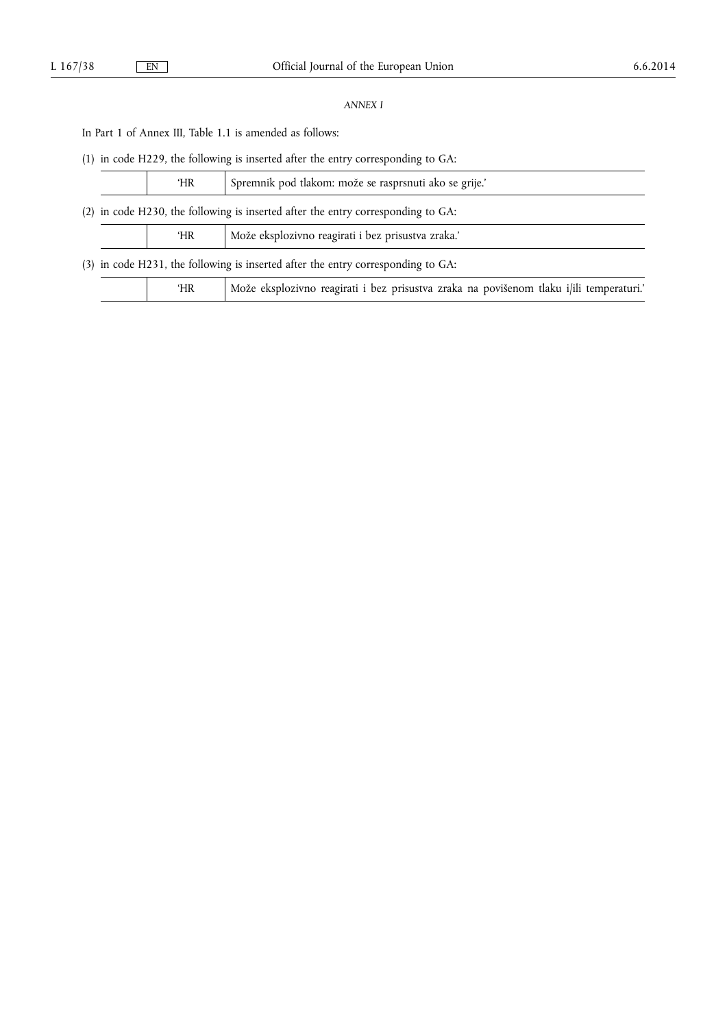*ANNEX I*

In Part 1 of Annex III, Table 1.1 is amended as follows:

(1) in code H229, the following is inserted after the entry corresponding to GA:

| | | |
|---|---|---|
| | 'HR | Spremnik pod tlakom: može se rasprsnuti ako se grije.' |

(2) in code H230, the following is inserted after the entry corresponding to GA:

| | | |
|---|---|---|
| | 'HR | Može eksplozivno reagirati i bez prisustva zraka.' |

(3) in code H231, the following is inserted after the entry corresponding to GA:

| | | |
|---|---|---|
| | 'HR | Može eksplozivno reagirati i bez prisustva zraka na povišenom tlaku i/ili temperaturi.' |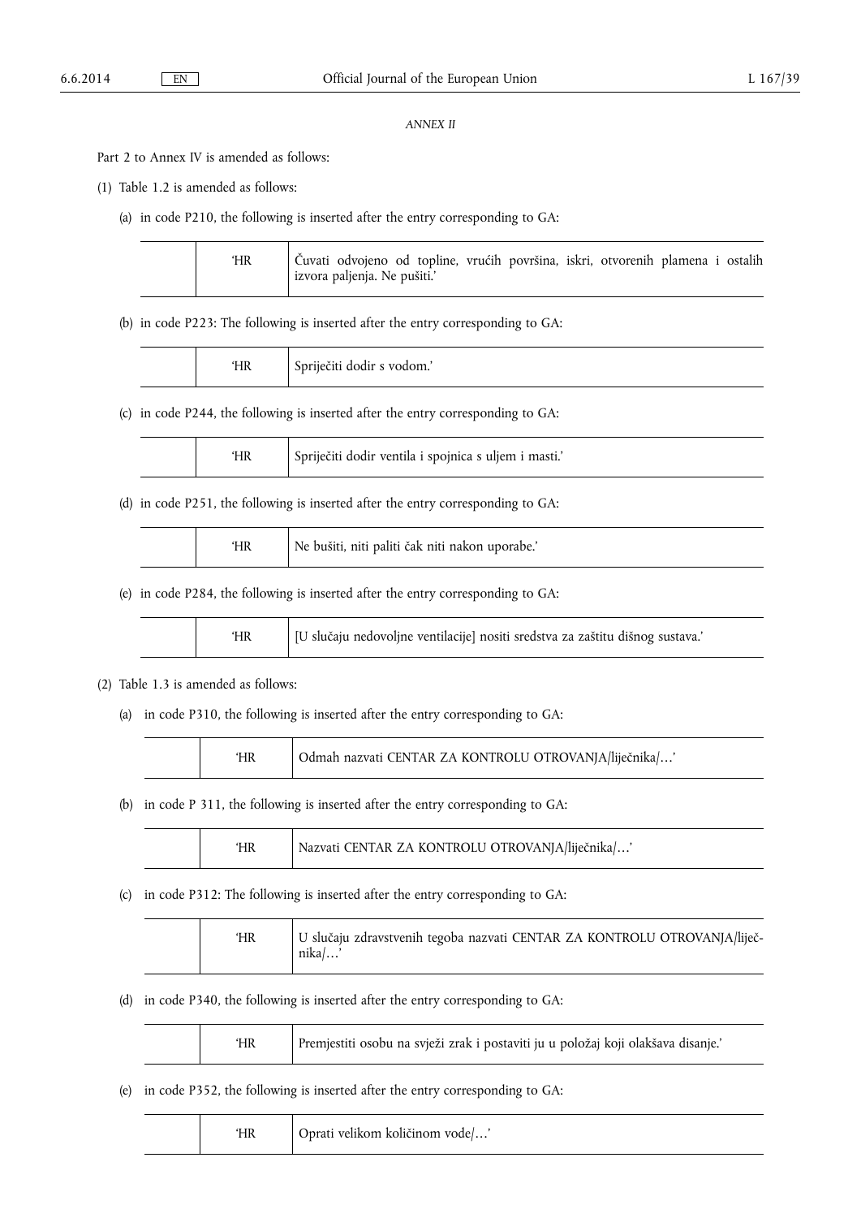*ANNEX II*

Part 2 to Annex IV is amended as follows:

(1) Table 1.2 is amended as follows:

(a) in code P210, the following is inserted after the entry corresponding to GA:

| | | |
|---|---|---|
| | 'HR | Čuvati odvojeno od topline, vrućih površina, iskri, otvorenih plamena i ostalih izvora paljenja. Ne pušiti.' |

(b) in code P223: The following is inserted after the entry corresponding to GA:

| | | |
|---|---|---|
| | 'HR | Spriječiti dodir s vodom.' |

(c) in code P244, the following is inserted after the entry corresponding to GA:

| | | |
|---|---|---|
| | 'HR | Spriječiti dodir ventila i spojnica s uljem i masti.' |

(d) in code P251, the following is inserted after the entry corresponding to GA:

| | | |
|---|---|---|
| | 'HR | Ne bušiti, niti paliti čak niti nakon uporabe.' |

(e) in code P284, the following is inserted after the entry corresponding to GA:

| | | |
|---|---|---|
| | 'HR | [U slučaju nedovoljne ventilacije] nositi sredstva za zaštitu dišnog sustava.' |

(2) Table 1.3 is amended as follows:

(a) in code P310, the following is inserted after the entry corresponding to GA:

| | | |
|---|---|---|
| | 'HR | Odmah nazvati CENTAR ZA KONTROLU OTROVANJA/liječnika/…' |

(b) in code P 311, the following is inserted after the entry corresponding to GA:

| | | |
|---|---|---|
| | 'HR | Nazvati CENTAR ZA KONTROLU OTROVANJA/liječnika/…' |

(c) in code P312: The following is inserted after the entry corresponding to GA:

| | | |
|---|---|---|
| | 'HR | U slučaju zdravstvenih tegoba nazvati CENTAR ZA KONTROLU OTROVANJA/liječnika/…' |

(d) in code P340, the following is inserted after the entry corresponding to GA:

| | | |
|---|---|---|
| | 'HR | Premjestiti osobu na svježi zrak i postaviti ju u položaj koji olakšava disanje.' |

(e) in code P352, the following is inserted after the entry corresponding to GA:

| | | |
|---|---|---|
| | 'HR | Oprati velikom količinom vode/…' |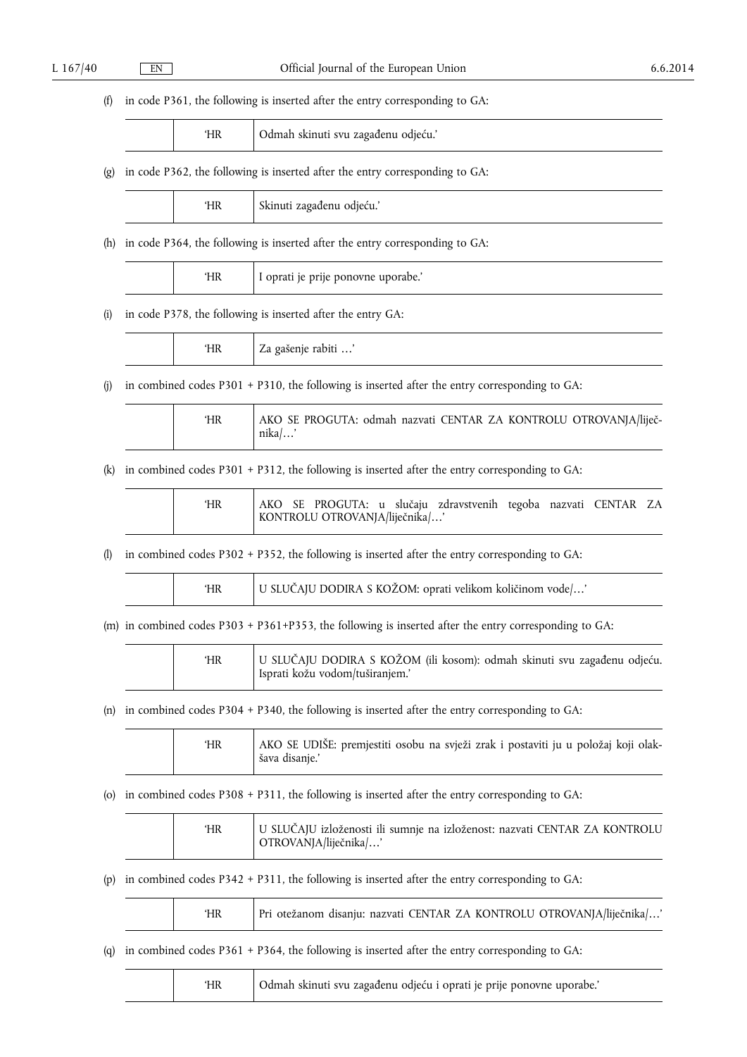(f) in code P361, the following is inserted after the entry corresponding to GA:

| | | |
|---|---|---|
| | 'HR | Odmah skinuti svu zagađenu odjeću.' |

(g) in code P362, the following is inserted after the entry corresponding to GA:

| | | |
|---|---|---|
| | 'HR | Skinuti zagađenu odjeću.' |

(h) in code P364, the following is inserted after the entry corresponding to GA:

| | | |
|---|---|---|
| | 'HR | I oprati je prije ponovne uporabe.' |

(i) in code P378, the following is inserted after the entry GA:

| | | |
|---|---|---|
| | 'HR | Za gašenje rabiti …' |

(j) in combined codes P301 + P310, the following is inserted after the entry corresponding to GA:

| | | |
|---|---|---|
| | 'HR | AKO SE PROGUTA: odmah nazvati CENTAR ZA KONTROLU OTROVANJA/liječnika/…' |

(k) in combined codes P301 + P312, the following is inserted after the entry corresponding to GA:

| | | |
|---|---|---|
| | 'HR | AKO SE PROGUTA: u slučaju zdravstvenih tegoba nazvati CENTAR ZA KONTROLU OTROVANJA/liječnika/…' |

(l) in combined codes P302 + P352, the following is inserted after the entry corresponding to GA:

| | | |
|---|---|---|
| | 'HR | U SLUČAJU DODIRA S KOŽOM: oprati velikom količinom vode/…' |

(m) in combined codes P303 + P361+P353, the following is inserted after the entry corresponding to GA:

| | | |
|---|---|---|
| | 'HR | U SLUČAJU DODIRA S KOŽOM (ili kosom): odmah skinuti svu zagađenu odjeću. Isprati kožu vodom/tuširanjem.' |

(n) in combined codes P304 + P340, the following is inserted after the entry corresponding to GA:

| | | |
|---|---|---|
| | 'HR | AKO SE UDIŠE: premjestiti osobu na svježi zrak i postaviti ju u položaj koji olakšava disanje.' |

(o) in combined codes P308 + P311, the following is inserted after the entry corresponding to GA:

| | | |
|---|---|---|
| | 'HR | U SLUČAJU izloženosti ili sumnje na izloženost: nazvati CENTAR ZA KONTROLU OTROVANJA/liječnika/…' |

(p) in combined codes P342 + P311, the following is inserted after the entry corresponding to GA:

| | | |
|---|---|---|
| | 'HR | Pri otežanom disanju: nazvati CENTAR ZA KONTROLU OTROVANJA/liječnika/…' |

(q) in combined codes P361 + P364, the following is inserted after the entry corresponding to GA:

| | | |
|---|---|---|
| | 'HR | Odmah skinuti svu zagađenu odjeću i oprati je prije ponovne uporabe.' |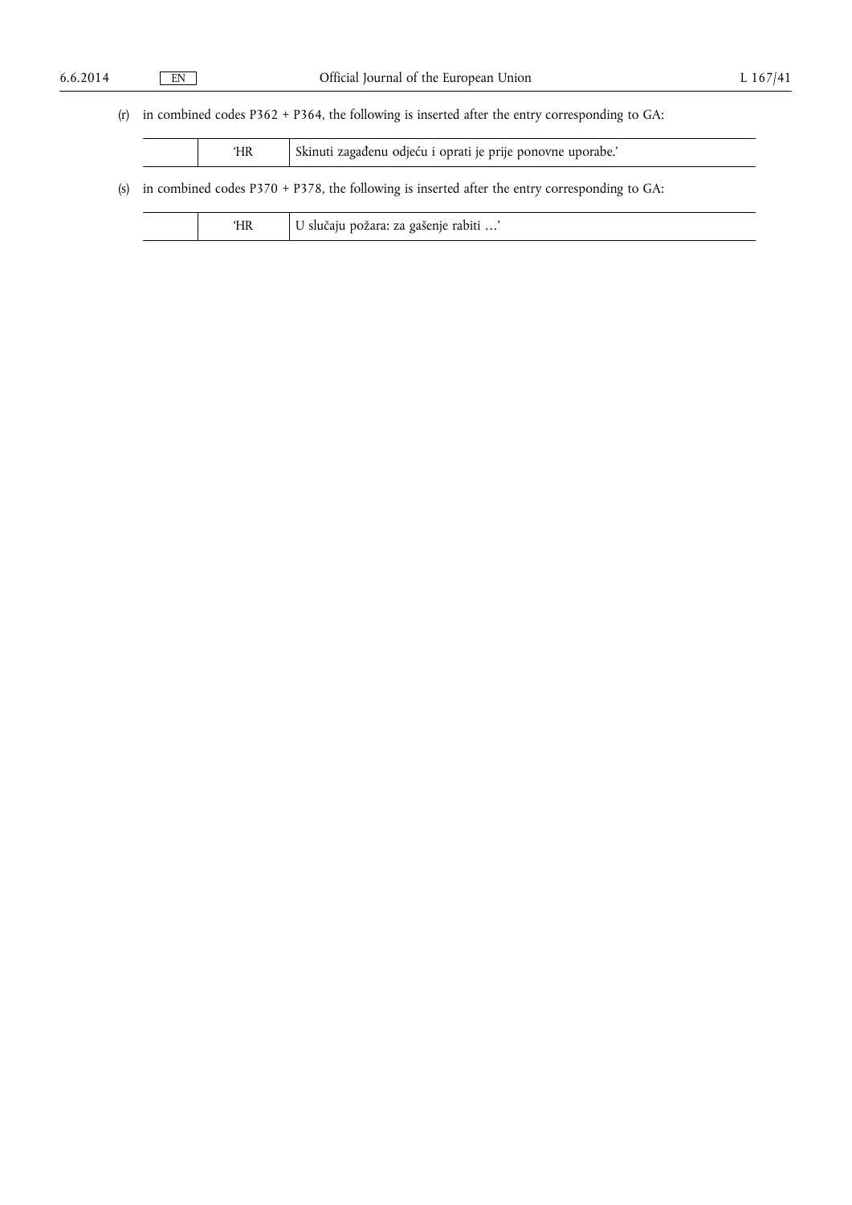(r) in combined codes P362 + P364, the following is inserted after the entry corresponding to GA:

| | | |
|---|---|---|
| | 'HR | Skinuti zagađenu odjeću i oprati je prije ponovne uporabe.' |

(s) in combined codes P370 + P378, the following is inserted after the entry corresponding to GA:

| | | |
|---|---|---|
| | 'HR | U slučaju požara: za gašenje rabiti …' |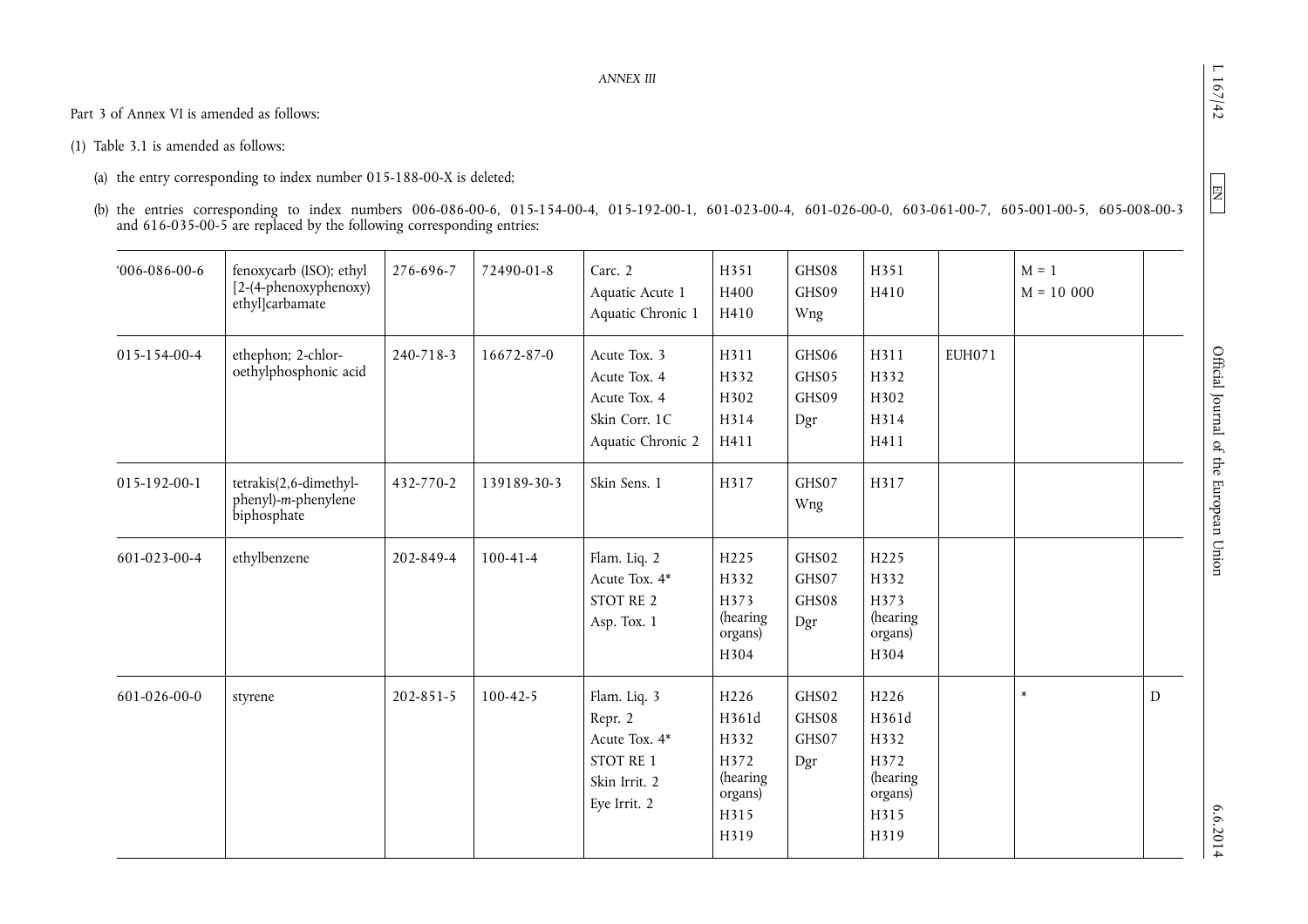*ANNEX III*

Part 3 of Annex VI is amended as follows:

(1) Table 3.1 is amended as follows:

(a) the entry corresponding to index number 015-188-00-X is deleted;

(b) the entries corresponding to index numbers 006-086-00-6, 015-154-00-4, 015-192-00-1, 601-023-00-4, 601-026-00-0, 603-061-00-7, 605-001-00-5, 605-008-00-3 and 616-035-00-5 are replaced by the following corresponding entries:

| | | | | | | | | | | |
|---|---|---|---|---|---|---|---|---|---|---|
| '006-086-00-6 | fenoxycarb (ISO); ethyl [2-(4-phenoxyphenoxy) ethyl]carbamate | 276-696-7 | 72490-01-8 | Carc. 2<br>Aquatic Acute 1<br>Aquatic Chronic 1 | H351<br>H400<br>H410 | GHS08<br>GHS09<br>Wng | H351<br>H410 | | M = 1<br>M = 10 000 | |
| 015-154-00-4 | ethephon; 2-chlor-oethylphosphonic acid | 240-718-3 | 16672-87-0 | Acute Tox. 3<br>Acute Tox. 4<br>Acute Tox. 4<br>Skin Corr. 1C<br>Aquatic Chronic 2 | H311<br>H332<br>H302<br>H314<br>H411 | GHS06<br>GHS05<br>GHS09<br>Dgr | H311<br>H332<br>H302<br>H314<br>H411 | EUH071 | | |
| 015-192-00-1 | tetrakis(2,6-dimethyl-phenyl)-*m*-phenylene biphosphate | 432-770-2 | 139189-30-3 | Skin Sens. 1 | H317 | GHS07<br>Wng | H317 | | | |
| 601-023-00-4 | ethylbenzene | 202-849-4 | 100-41-4 | Flam. Liq. 2<br>Acute Tox. 4*<br>STOT RE 2<br>Asp. Tox. 1 | H225<br>H332<br>H373 (hearing organs)<br>H304 | GHS02<br>GHS07<br>GHS08<br>Dgr | H225<br>H332<br>H373 (hearing organs)<br>H304 | | | |
| 601-026-00-0 | styrene | 202-851-5 | 100-42-5 | Flam. Liq. 3<br>Repr. 2<br>Acute Tox. 4*<br>STOT RE 1<br>Skin Irrit. 2<br>Eye Irrit. 2 | H226<br>H361d<br>H332<br>H372 (hearing organs)<br>H315<br>H319 | GHS02<br>GHS08<br>GHS07<br>Dgr | H226<br>H361d<br>H332<br>H372 (hearing organs)<br>H315<br>H319 | | * | D |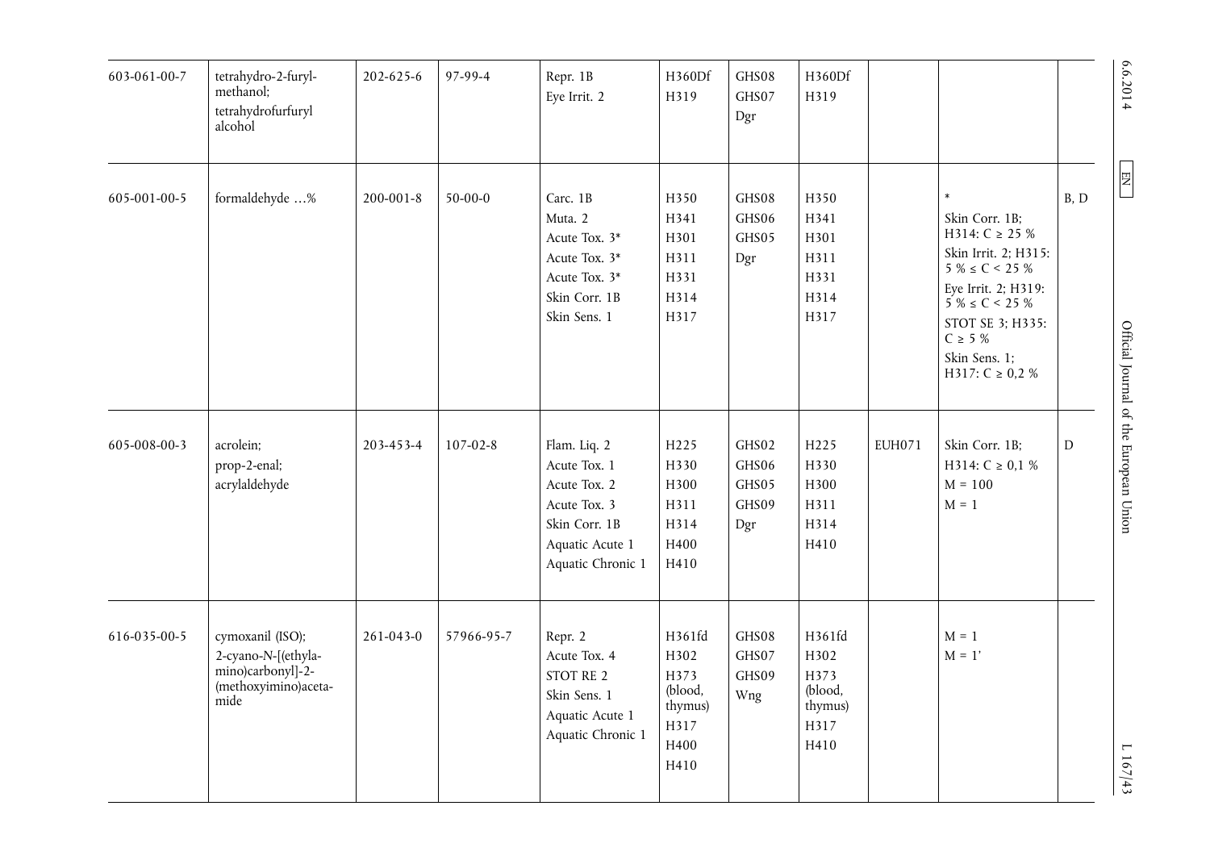| 603-061-00-7 | tetrahydro-2-furyl-methanol; tetrahydrofurfuryl alcohol | 202-625-6 | 97-99-4 | Repr. 1B Eye Irrit. 2 | H360Df H319 | GHS08 GHS07 Dgr | H360Df H319 | | | |
|---|---|---|---|---|---|---|---|---|---|---|
| 605-001-00-5 | formaldehyde …% | 200-001-8 | 50-00-0 | Carc. 1B Muta. 2 Acute Tox. 3* Acute Tox. 3* Acute Tox. 3* Skin Corr. 1B Skin Sens. 1 | H350 H341 H301 H311 H331 H314 H317 | GHS08 GHS06 GHS05 Dgr | H350 H341 H301 H311 H331 H314 H317 | | * Skin Corr. 1B; H314: C ≥ 25 % Skin Irrit. 2; H315: 5 % ≤ C < 25 % Eye Irrit. 2; H319: 5 % ≤ C < 25 % STOT SE 3; H335: C ≥ 5 % Skin Sens. 1; H317: C ≥ 0,2 % | B, D |
| 605-008-00-3 | acrolein; prop-2-enal; acrylaldehyde | 203-453-4 | 107-02-8 | Flam. Liq. 2 Acute Tox. 1 Acute Tox. 2 Acute Tox. 3 Skin Corr. 1B Aquatic Acute 1 Aquatic Chronic 1 | H225 H330 H300 H311 H314 H400 H410 | GHS02 GHS06 GHS05 GHS09 Dgr | H225 H330 H300 H311 H314 H410 | EUH071 | Skin Corr. 1B; H314: C ≥ 0,1 % M = 100 M = 1 | D |
| 616-035-00-5 | cymoxanil (ISO); 2-cyano-N-[(ethylamino)carbonyl]-2-(methoxyimino)acetamide | 261-043-0 | 57966-95-7 | Repr. 2 Acute Tox. 4 STOT RE 2 Skin Sens. 1 Aquatic Acute 1 Aquatic Chronic 1 | H361fd H302 H373 (blood, thymus) H317 H400 H410 | GHS08 GHS07 GHS09 Wng | H361fd H302 H373 (blood, thymus) H317 H410 | | M = 1 M = 1' | |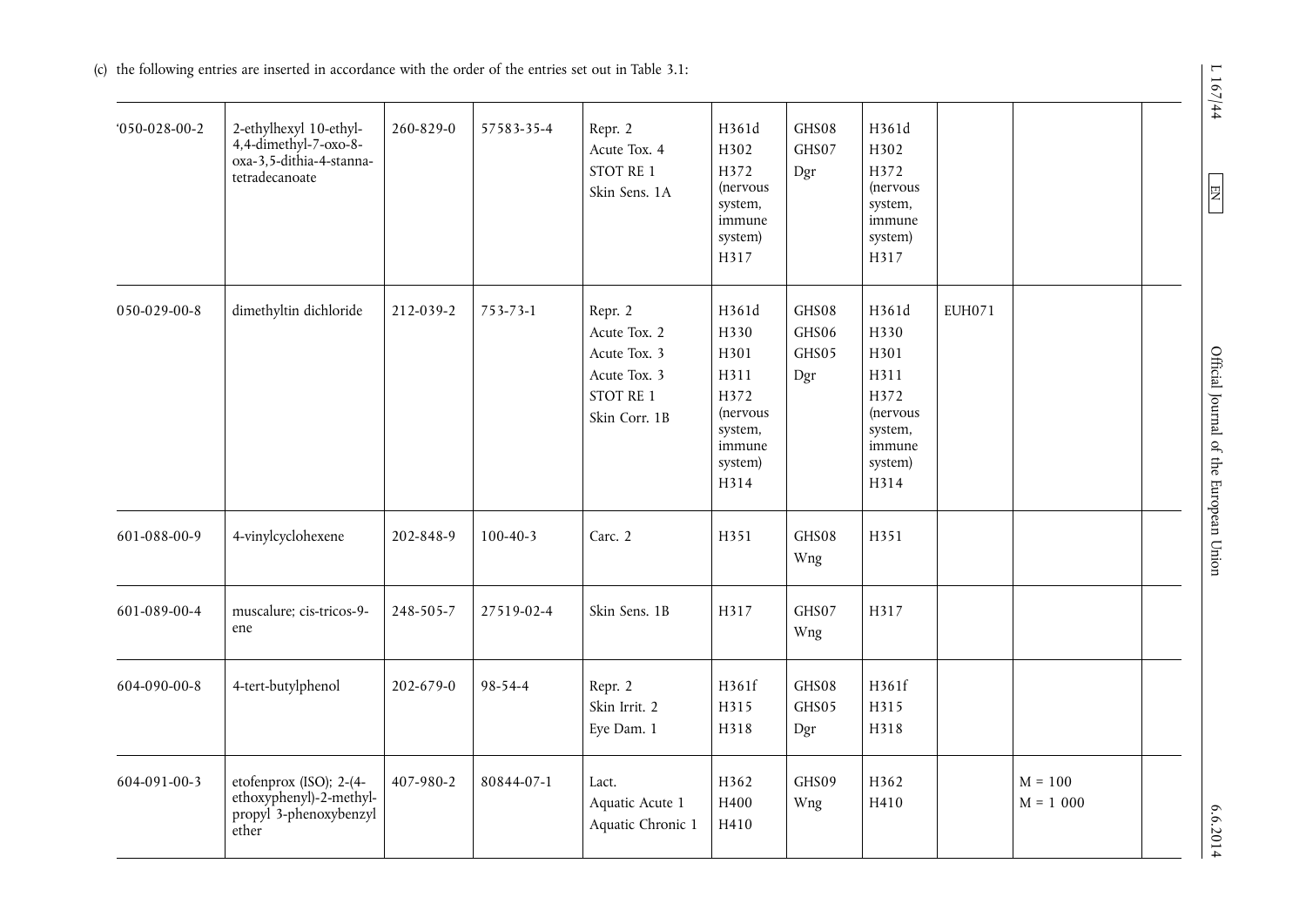(c) the following entries are inserted in accordance with the order of the entries set out in Table 3.1:

| | | | | | | | | | | |
|---|---|---|---|---|---|---|---|---|---|---|
| '050-028-00-2 | 2-ethylhexyl 10-ethyl-4,4-dimethyl-7-oxo-8-oxa-3,5-dithia-4-stanna-tetradecanoate | 260-829-0 | 57583-35-4 | Repr. 2<br>Acute Tox. 4<br>STOT RE 1<br>Skin Sens. 1A | H361d<br>H302<br>H372 (nervous system, immune system)<br>H317 | GHS08<br>GHS07<br>Dgr | H361d<br>H302<br>H372 (nervous system, immune system)<br>H317 | | | |
| 050-029-00-8 | dimethyltin dichloride | 212-039-2 | 753-73-1 | Repr. 2<br>Acute Tox. 2<br>Acute Tox. 3<br>Acute Tox. 3<br>STOT RE 1<br>Skin Corr. 1B | H361d<br>H330<br>H301<br>H311<br>H372 (nervous system, immune system)<br>H314 | GHS08<br>GHS06<br>GHS05<br>Dgr | H361d<br>H330<br>H301<br>H311<br>H372 (nervous system, immune system)<br>H314 | EUH071 | | |
| 601-088-00-9 | 4-vinylcyclohexene | 202-848-9 | 100-40-3 | Carc. 2 | H351 | GHS08<br>Wng | H351 | | | |
| 601-089-00-4 | muscalure; cis-tricos-9-ene | 248-505-7 | 27519-02-4 | Skin Sens. 1B | H317 | GHS07<br>Wng | H317 | | | |
| 604-090-00-8 | 4-tert-butylphenol | 202-679-0 | 98-54-4 | Repr. 2<br>Skin Irrit. 2<br>Eye Dam. 1 | H361f<br>H315<br>H318 | GHS08<br>GHS05<br>Dgr | H361f<br>H315<br>H318 | | | |
| 604-091-00-3 | etofenprox (ISO); 2-(4-ethoxyphenyl)-2-methyl-propyl 3-phenoxybenzyl ether | 407-980-2 | 80844-07-1 | Lact.<br>Aquatic Acute 1<br>Aquatic Chronic 1 | H362<br>H400<br>H410 | GHS09<br>Wng | H362<br>H410 | | M = 100<br>M = 1 000 | |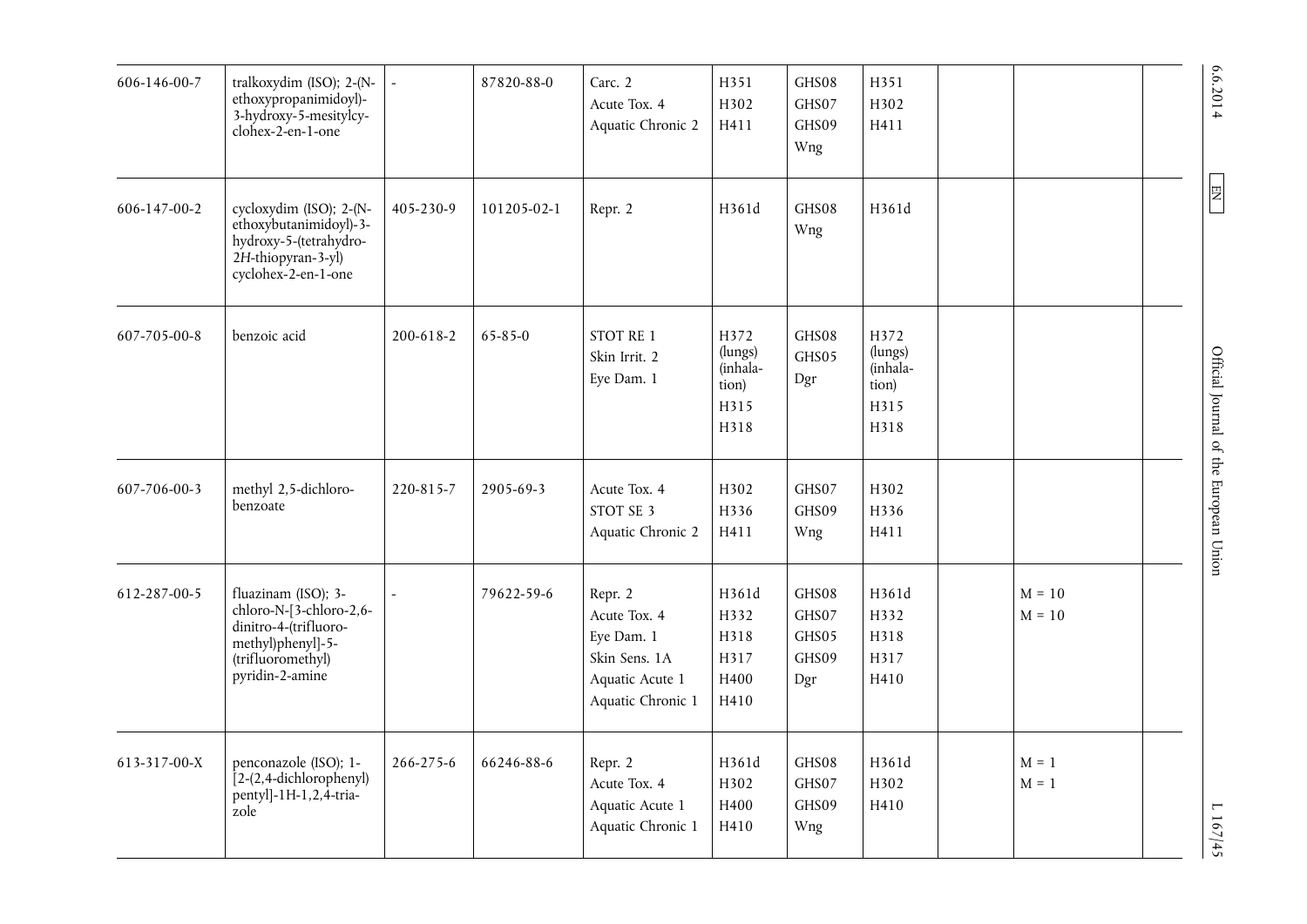| 606-146-00-7 | tralkoxydim (ISO); 2-(N-ethoxypropanimidoyl)-3-hydroxy-5-mesitylcyclohex-2-en-1-one | - | 87820-88-0 | Carc. 2<br>Acute Tox. 4<br>Aquatic Chronic 2 | H351<br>H302<br>H411 | GHS08<br>GHS07<br>GHS09<br>Wng | H351<br>H302<br>H411 | | | |
|---|---|---|---|---|---|---|---|---|---|---|
| 606-147-00-2 | cycloxydim (ISO); 2-(N-ethoxybutanimidoyl)-3-hydroxy-5-(tetrahydro-2*H*-thiopyran-3-yl) cyclohex-2-en-1-one | 405-230-9 | 101205-02-1 | Repr. 2 | H361d | GHS08<br>Wng | H361d | | | |
| 607-705-00-8 | benzoic acid | 200-618-2 | 65-85-0 | STOT RE 1<br>Skin Irrit. 2<br>Eye Dam. 1 | H372 (lungs) (inhalation)<br>H315<br>H318 | GHS08<br>GHS05<br>Dgr | H372 (lungs) (inhalation)<br>H315<br>H318 | | | |
| 607-706-00-3 | methyl 2,5-dichlorobenzoate | 220-815-7 | 2905-69-3 | Acute Tox. 4<br>STOT SE 3<br>Aquatic Chronic 2 | H302<br>H336<br>H411 | GHS07<br>GHS09<br>Wng | H302<br>H336<br>H411 | | | |
| 612-287-00-5 | fluazinam (ISO); 3-chloro-N-[3-chloro-2,6-dinitro-4-(trifluoromethyl)phenyl]-5-(trifluoromethyl) pyridin-2-amine | - | 79622-59-6 | Repr. 2<br>Acute Tox. 4<br>Eye Dam. 1<br>Skin Sens. 1A<br>Aquatic Acute 1<br>Aquatic Chronic 1 | H361d<br>H332<br>H318<br>H317<br>H400<br>H410 | GHS08<br>GHS07<br>GHS05<br>GHS09<br>Dgr | H361d<br>H332<br>H318<br>H317<br>H410 | | M = 10<br>M = 10 | |
| 613-317-00-X | penconazole (ISO); 1-[2-(2,4-dichlorophenyl) pentyl]-1H-1,2,4-triazole | 266-275-6 | 66246-88-6 | Repr. 2<br>Acute Tox. 4<br>Aquatic Acute 1<br>Aquatic Chronic 1 | H361d<br>H302<br>H400<br>H410 | GHS08<br>GHS07<br>GHS09<br>Wng | H361d<br>H302<br>H410 | | M = 1<br>M = 1 | |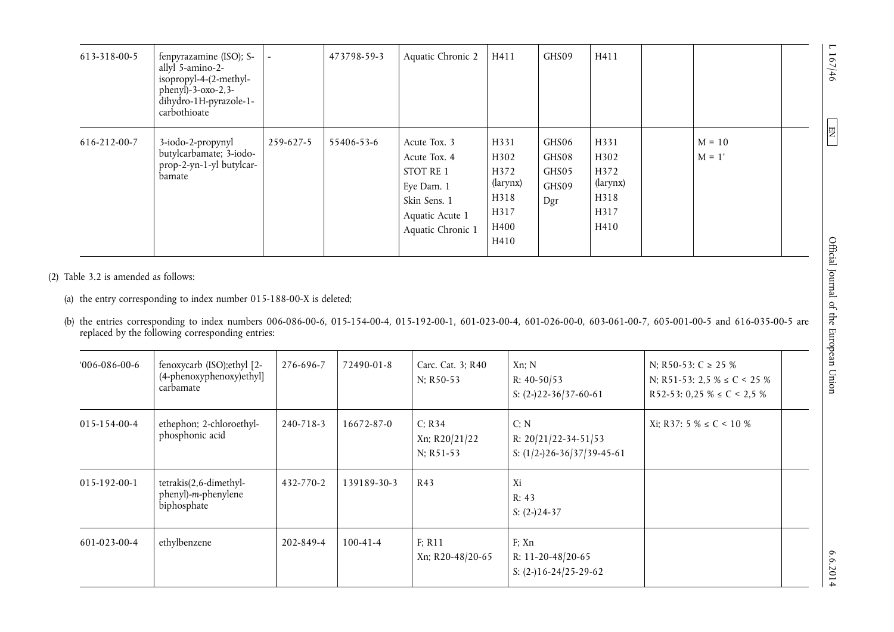| | | | | | | | | | | |
|---|---|---|---|---|---|---|---|---|---|---|
| 613-318-00-5 | fenpyrazamine (ISO); S-allyl 5-amino-2-isopropyl-4-(2-methyl-phenyl)-3-oxo-2,3-dihydro-1H-pyrazole-1-carbothioate | - | 473798-59-3 | Aquatic Chronic 2 | H411 | GHS09 | H411 | | | |
| 616-212-00-7 | 3-iodo-2-propynyl butylcarbamate; 3-iodo-prop-2-yn-1-yl butylcarbamate | 259-627-5 | 55406-53-6 | Acute Tox. 3<br>Acute Tox. 4<br>STOT RE 1<br>Eye Dam. 1<br>Skin Sens. 1<br>Aquatic Acute 1<br>Aquatic Chronic 1 | H331<br>H302<br>H372 (larynx)<br>H318<br>H317<br>H400<br>H410 | GHS06<br>GHS08<br>GHS05<br>GHS09<br>Dgr | H331<br>H302<br>H372 (larynx)<br>H318<br>H317<br>H410 | | M = 10<br>M = 1' | |

(2) Table 3.2 is amended as follows:

(a) the entry corresponding to index number 015-188-00-X is deleted;

(b) the entries corresponding to index numbers 006-086-00-6, 015-154-00-4, 015-192-00-1, 601-023-00-4, 601-026-00-0, 603-061-00-7, 605-001-00-5 and 616-035-00-5 are replaced by the following corresponding entries:

| | | | | | | | |
|---|---|---|---|---|---|---|---|
| '006-086-00-6 | fenoxycarb (ISO);ethyl [2-(4-phenoxyphenoxy)ethyl] carbamate | 276-696-7 | 72490-01-8 | Carc. Cat. 3; R40<br>N; R50-53 | Xn; N<br>R: 40-50/53<br>S: (2-)22-36/37-60-61 | N; R50-53: C ≥ 25 %<br>N; R51-53: 2,5 % ≤ C < 25 %<br>R52-53: 0,25 % ≤ C < 2,5 % | |
| 015-154-00-4 | ethephon; 2-chloroethyl-phosphonic acid | 240-718-3 | 16672-87-0 | C; R34<br>Xn; R20/21/22<br>N; R51-53 | C; N<br>R: 20/21/22-34-51/53<br>S: (1/2-)26-36/37/39-45-61 | Xi; R37: 5 % ≤ C < 10 % | |
| 015-192-00-1 | tetrakis(2,6-dimethyl-phenyl)-*m*-phenylene biphosphate | 432-770-2 | 139189-30-3 | R43 | Xi<br>R: 43<br>S: (2-)24-37 | | |
| 601-023-00-4 | ethylbenzene | 202-849-4 | 100-41-4 | F; R11<br>Xn; R20-48/20-65 | F; Xn<br>R: 11-20-48/20-65<br>S: (2-)16-24/25-29-62 | | |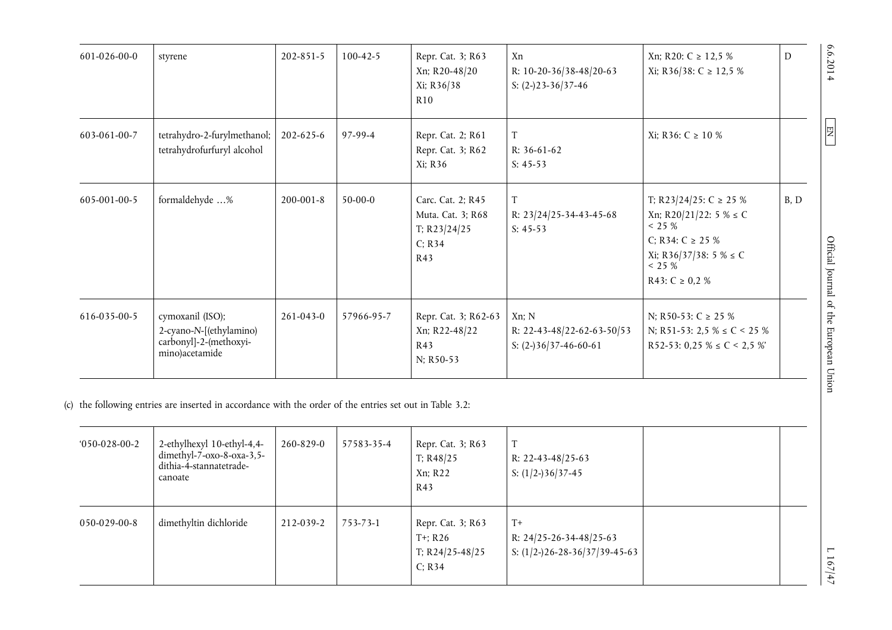| | | | | | | | |
|---|---|---|---|---|---|---|---|
| 601-026-00-0 | styrene | 202-851-5 | 100-42-5 | Repr. Cat. 3; R63<br>Xn; R20-48/20<br>Xi; R36/38<br>R10 | Xn<br>R: 10-20-36/38-48/20-63<br>S: (2-)23-36/37-46 | Xn; R20: C ≥ 12,5 %<br>Xi; R36/38: C ≥ 12,5 % | D |
| 603-061-00-7 | tetrahydro-2-furylmethanol; tetrahydrofurfuryl alcohol | 202-625-6 | 97-99-4 | Repr. Cat. 2; R61<br>Repr. Cat. 3; R62<br>Xi; R36 | T<br>R: 36-61-62<br>S: 45-53 | Xi; R36: C ≥ 10 % | |
| 605-001-00-5 | formaldehyde …% | 200-001-8 | 50-00-0 | Carc. Cat. 2; R45<br>Muta. Cat. 3; R68<br>T; R23/24/25<br>C; R34<br>R43 | T<br>R: 23/24/25-34-43-45-68<br>S: 45-53 | T; R23/24/25: C ≥ 25 %<br>Xn; R20/21/22: 5 % ≤ C < 25 %<br>C; R34: C ≥ 25 %<br>Xi; R36/37/38: 5 % ≤ C < 25 %<br>R43: C ≥ 0,2 % | B, D |
| 616-035-00-5 | cymoxanil (ISO);<br>2-cyano-*N*-[(ethylamino) carbonyl]-2-(methoxyimino)acetamide | 261-043-0 | 57966-95-7 | Repr. Cat. 3; R62-63<br>Xn; R22-48/22<br>R43<br>N; R50-53 | Xn; N<br>R: 22-43-48/22-62-63-50/53<br>S: (2-)36/37-46-60-61 | N; R50-53: C ≥ 25 %<br>N; R51-53: 2,5 % ≤ C < 25 %<br>R52-53: 0,25 % ≤ C < 2,5 %' | |

(c) the following entries are inserted in accordance with the order of the entries set out in Table 3.2:

| | | | | | | | |
|---|---|---|---|---|---|---|---|
| '050-028-00-2 | 2-ethylhexyl 10-ethyl-4,4-dimethyl-7-oxo-8-oxa-3,5-dithia-4-stannatetradecanoate | 260-829-0 | 57583-35-4 | Repr. Cat. 3; R63<br>T; R48/25<br>Xn; R22<br>R43 | T<br>R: 22-43-48/25-63<br>S: (1/2-)36/37-45 | | |
| 050-029-00-8 | dimethyltin dichloride | 212-039-2 | 753-73-1 | Repr. Cat. 3; R63<br>T+; R26<br>T; R24/25-48/25<br>C; R34 | T+<br>R: 24/25-26-34-48/25-63<br>S: (1/2-)26-28-36/37/39-45-63 | | |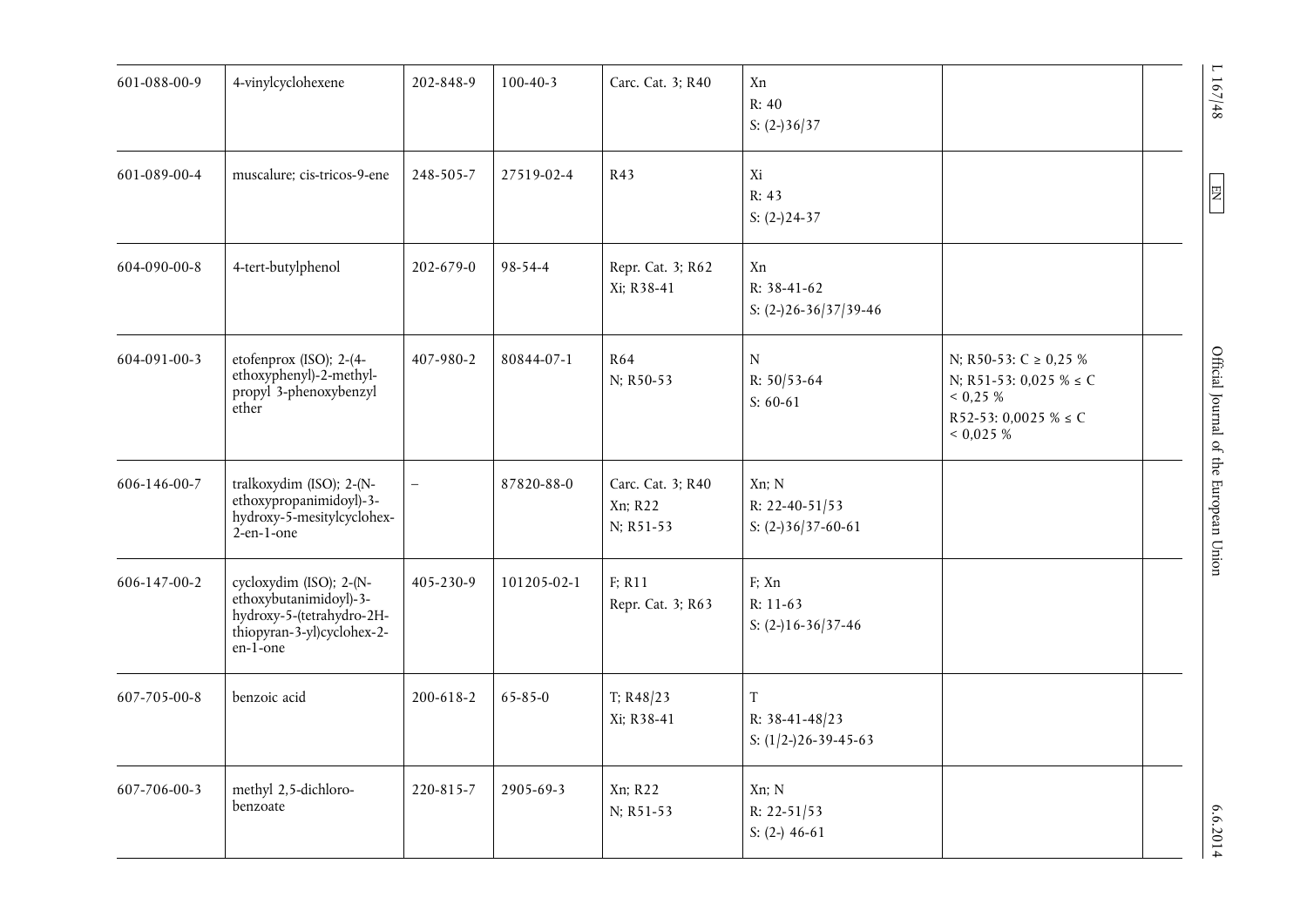| | | | | | | | |
|---|---|---|---|---|---|---|---|
| 601-088-00-9 | 4-vinylcyclohexene | 202-848-9 | 100-40-3 | Carc. Cat. 3; R40 | Xn<br>R: 40<br>S: (2-)36/37 | | |
| 601-089-00-4 | muscalure; cis-tricos-9-ene | 248-505-7 | 27519-02-4 | R43 | Xi<br>R: 43<br>S: (2-)24-37 | | |
| 604-090-00-8 | 4-tert-butylphenol | 202-679-0 | 98-54-4 | Repr. Cat. 3; R62<br>Xi; R38-41 | Xn<br>R: 38-41-62<br>S: (2-)26-36/37/39-46 | | |
| 604-091-00-3 | etofenprox (ISO); 2-(4-ethoxyphenyl)-2-methyl-propyl 3-phenoxybenzyl ether | 407-980-2 | 80844-07-1 | R64<br>N; R50-53 | N<br>R: 50/53-64<br>S: 60-61 | N; R50-53: C ≥ 0,25 %<br>N; R51-53: 0,025 % ≤ C < 0,25 %<br>R52-53: 0,0025 % ≤ C < 0,025 % | |
| 606-146-00-7 | tralkoxydim (ISO); 2-(N-ethoxypropanimidoyl)-3-hydroxy-5-mesitylcyclohex-2-en-1-one | – | 87820-88-0 | Carc. Cat. 3; R40<br>Xn; R22<br>N; R51-53 | Xn; N<br>R: 22-40-51/53<br>S: (2-)36/37-60-61 | | |
| 606-147-00-2 | cycloxydim (ISO); 2-(N-ethoxybutanimidoyl)-3-hydroxy-5-(tetrahydro-2H-thiopyran-3-yl)cyclohex-2-en-1-one | 405-230-9 | 101205-02-1 | F; R11<br>Repr. Cat. 3; R63 | F; Xn<br>R: 11-63<br>S: (2-)16-36/37-46 | | |
| 607-705-00-8 | benzoic acid | 200-618-2 | 65-85-0 | T; R48/23<br>Xi; R38-41 | T<br>R: 38-41-48/23<br>S: (1/2-)26-39-45-63 | | |
| 607-706-00-3 | methyl 2,5-dichloro-benzoate | 220-815-7 | 2905-69-3 | Xn; R22<br>N; R51-53 | Xn; N<br>R: 22-51/53<br>S: (2-) 46-61 | | |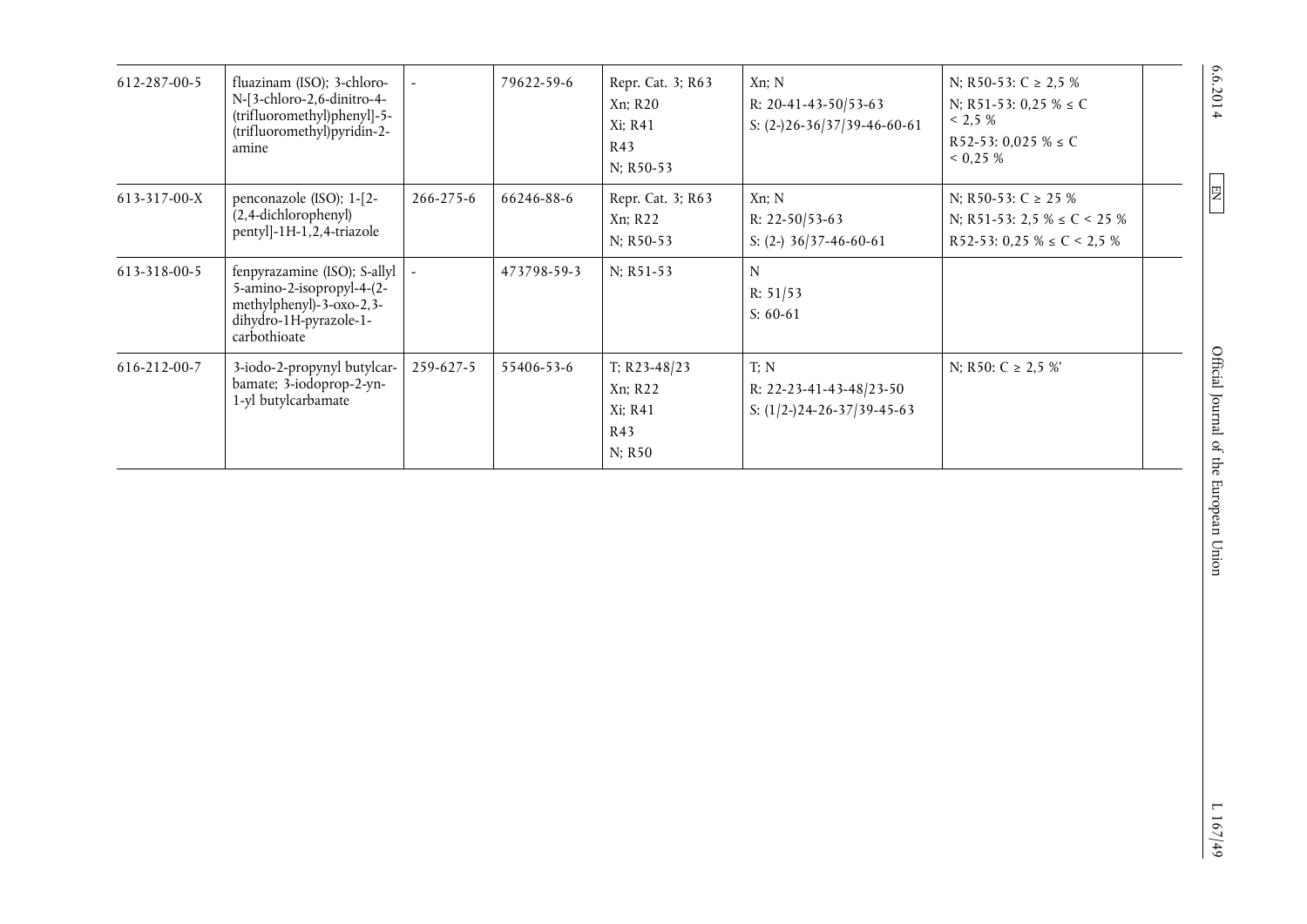| | | | | | | | |
|---|---|---|---|---|---|---|---|
| 612-287-00-5 | fluazinam (ISO); 3-chloro-N-[3-chloro-2,6-dinitro-4-(trifluoromethyl)phenyl]-5-(trifluoromethyl)pyridin-2-amine | - | 79622-59-6 | Repr. Cat. 3; R63<br>Xn; R20<br>Xi; R41<br>R43<br>N; R50-53 | Xn; N<br>R: 20-41-43-50/53-63<br>S: (2-)26-36/37/39-46-60-61 | N; R50-53: C ≥ 2,5 %<br>N; R51-53: 0,25 % ≤ C < 2,5 %<br>R52-53: 0,025 % ≤ C < 0,25 % | |
| 613-317-00-X | penconazole (ISO); 1-[2-(2,4-dichlorophenyl) pentyl]-1H-1,2,4-triazole | 266-275-6 | 66246-88-6 | Repr. Cat. 3; R63<br>Xn; R22<br>N; R50-53 | Xn; N<br>R: 22-50/53-63<br>S: (2-) 36/37-46-60-61 | N; R50-53: C ≥ 25 %<br>N; R51-53: 2,5 % ≤ C < 25 %<br>R52-53: 0,25 % ≤ C < 2,5 % | |
| 613-318-00-5 | fenpyrazamine (ISO); S-allyl 5-amino-2-isopropyl-4-(2-methylphenyl)-3-oxo-2,3-dihydro-1H-pyrazole-1-carbothioate | - | 473798-59-3 | N; R51-53 | N<br>R: 51/53<br>S: 60-61 | | |
| 616-212-00-7 | 3-iodo-2-propynyl butylcarbamate; 3-iodoprop-2-yn-1-yl butylcarbamate | 259-627-5 | 55406-53-6 | T; R23-48/23<br>Xn; R22<br>Xi; R41<br>R43<br>N; R50 | T; N<br>R: 22-23-41-43-48/23-50<br>S: (1/2-)24-26-37/39-45-63 | N; R50: C ≥ 2,5 %' | |